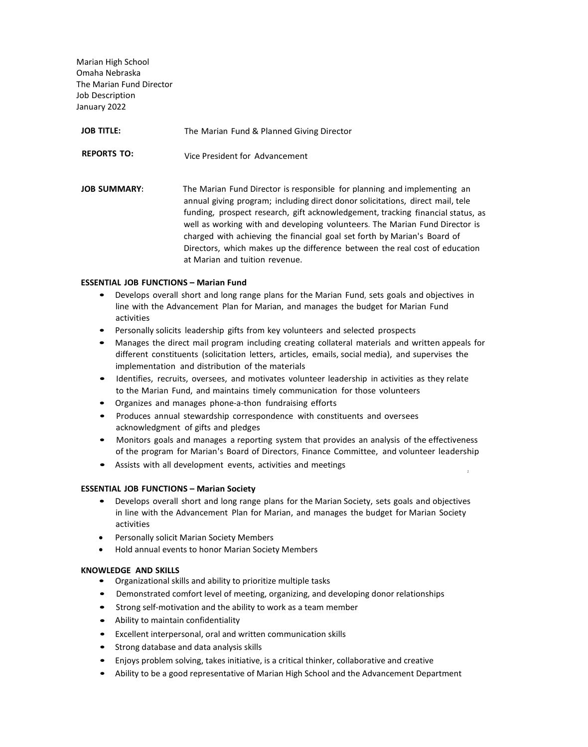Marian High School
Omaha Nebraska
The Marian Fund Director
Job Description
January 2022

**JOB TITLE:** The Marian Fund & Planned Giving Director

**REPORTS TO:** Vice President for Advancement

**JOB SUMMARY:** The Marian Fund Director is responsible for planning and implementing an annual giving program; including direct donor solicitations, direct mail, tele funding, prospect research, gift acknowledgement, tracking financial status, as well as working with and developing volunteers. The Marian Fund Director is charged with achieving the financial goal set forth by Marian's Board of Directors, which makes up the difference between the real cost of education at Marian and tuition revenue.

**ESSENTIAL JOB FUNCTIONS – Marian Fund**

- Develops overall short and long range plans for the Marian Fund, sets goals and objectives in line with the Advancement Plan for Marian, and manages the budget for Marian Fund activities
- Personally solicits leadership gifts from key volunteers and selected prospects
- Manages the direct mail program including creating collateral materials and written appeals for different constituents (solicitation letters, articles, emails, social media), and supervises the implementation and distribution of the materials
- Identifies, recruits, oversees, and motivates volunteer leadership in activities as they relate to the Marian Fund, and maintains timely communication for those volunteers
- Organizes and manages phone-a-thon fundraising efforts
- Produces annual stewardship correspondence with constituents and oversees acknowledgment of gifts and pledges
- Monitors goals and manages a reporting system that provides an analysis of the effectiveness of the program for Marian's Board of Directors, Finance Committee, and volunteer leadership
- Assists with all development events, activities and meetings

**ESSENTIAL JOB FUNCTIONS – Marian Society**

- Develops overall short and long range plans for the Marian Society, sets goals and objectives in line with the Advancement Plan for Marian, and manages the budget for Marian Society activities
- Personally solicit Marian Society Members
- Hold annual events to honor Marian Society Members

**KNOWLEDGE AND SKILLS**

- Organizational skills and ability to prioritize multiple tasks
- Demonstrated comfort level of meeting, organizing, and developing donor relationships
- Strong self-motivation and the ability to work as a team member
- Ability to maintain confidentiality
- Excellent interpersonal, oral and written communication skills
- Strong database and data analysis skills
- Enjoys problem solving, takes initiative, is a critical thinker, collaborative and creative
- Ability to be a good representative of Marian High School and the Advancement Department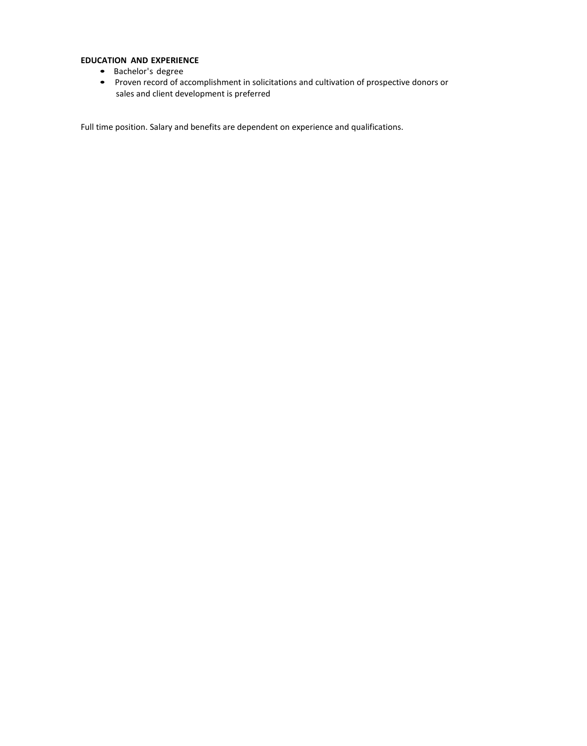**EDUCATION AND EXPERIENCE**

- Bachelor's degree
- Proven record of accomplishment in solicitations and cultivation of prospective donors or sales and client development is preferred

Full time position. Salary and benefits are dependent on experience and qualifications.